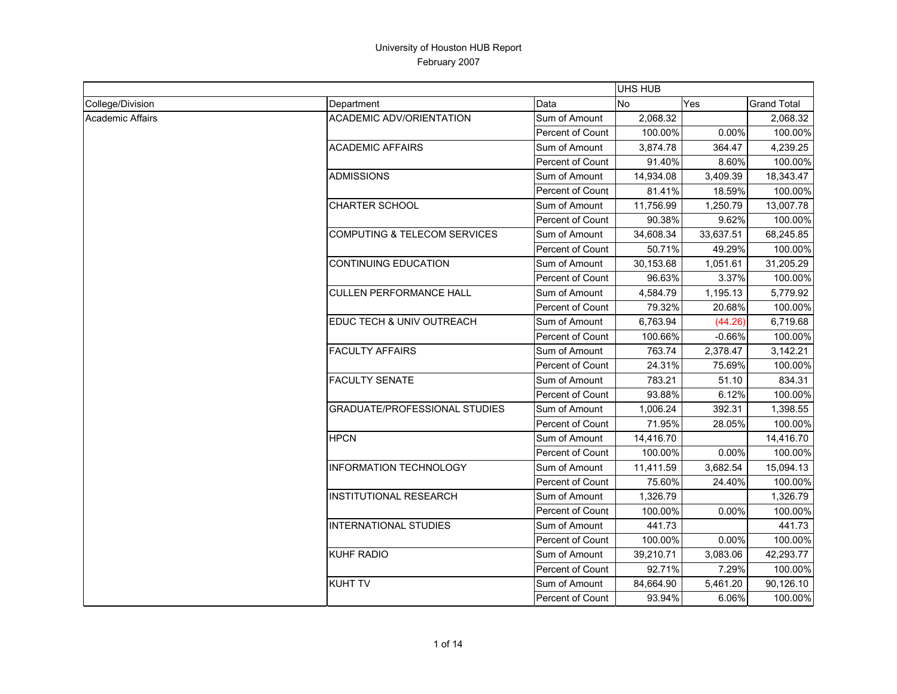University of Houston HUB Report

February 2007

| College/Division | Department | Data | UHS HUB No | Yes | Grand Total |
|---|---|---|---|---|---|
| Academic Affairs | ACADEMIC ADV/ORIENTATION | Sum of Amount | 2,068.32 | | 2,068.32 |
| | | Percent of Count | 100.00% | 0.00% | 100.00% |
| | ACADEMIC AFFAIRS | Sum of Amount | 3,874.78 | 364.47 | 4,239.25 |
| | | Percent of Count | 91.40% | 8.60% | 100.00% |
| | ADMISSIONS | Sum of Amount | 14,934.08 | 3,409.39 | 18,343.47 |
| | | Percent of Count | 81.41% | 18.59% | 100.00% |
| | CHARTER SCHOOL | Sum of Amount | 11,756.99 | 1,250.79 | 13,007.78 |
| | | Percent of Count | 90.38% | 9.62% | 100.00% |
| | COMPUTING & TELECOM SERVICES | Sum of Amount | 34,608.34 | 33,637.51 | 68,245.85 |
| | | Percent of Count | 50.71% | 49.29% | 100.00% |
| | CONTINUING EDUCATION | Sum of Amount | 30,153.68 | 1,051.61 | 31,205.29 |
| | | Percent of Count | 96.63% | 3.37% | 100.00% |
| | CULLEN PERFORMANCE HALL | Sum of Amount | 4,584.79 | 1,195.13 | 5,779.92 |
| | | Percent of Count | 79.32% | 20.68% | 100.00% |
| | EDUC TECH & UNIV OUTREACH | Sum of Amount | 6,763.94 | (44.26) | 6,719.68 |
| | | Percent of Count | 100.66% | -0.66% | 100.00% |
| | FACULTY AFFAIRS | Sum of Amount | 763.74 | 2,378.47 | 3,142.21 |
| | | Percent of Count | 24.31% | 75.69% | 100.00% |
| | FACULTY SENATE | Sum of Amount | 783.21 | 51.10 | 834.31 |
| | | Percent of Count | 93.88% | 6.12% | 100.00% |
| | GRADUATE/PROFESSIONAL STUDIES | Sum of Amount | 1,006.24 | 392.31 | 1,398.55 |
| | | Percent of Count | 71.95% | 28.05% | 100.00% |
| | HPCN | Sum of Amount | 14,416.70 | | 14,416.70 |
| | | Percent of Count | 100.00% | 0.00% | 100.00% |
| | INFORMATION TECHNOLOGY | Sum of Amount | 11,411.59 | 3,682.54 | 15,094.13 |
| | | Percent of Count | 75.60% | 24.40% | 100.00% |
| | INSTITUTIONAL RESEARCH | Sum of Amount | 1,326.79 | | 1,326.79 |
| | | Percent of Count | 100.00% | 0.00% | 100.00% |
| | INTERNATIONAL STUDIES | Sum of Amount | 441.73 | | 441.73 |
| | | Percent of Count | 100.00% | 0.00% | 100.00% |
| | KUHF RADIO | Sum of Amount | 39,210.71 | 3,083.06 | 42,293.77 |
| | | Percent of Count | 92.71% | 7.29% | 100.00% |
| | KUHT TV | Sum of Amount | 84,664.90 | 5,461.20 | 90,126.10 |
| | | Percent of Count | 93.94% | 6.06% | 100.00% |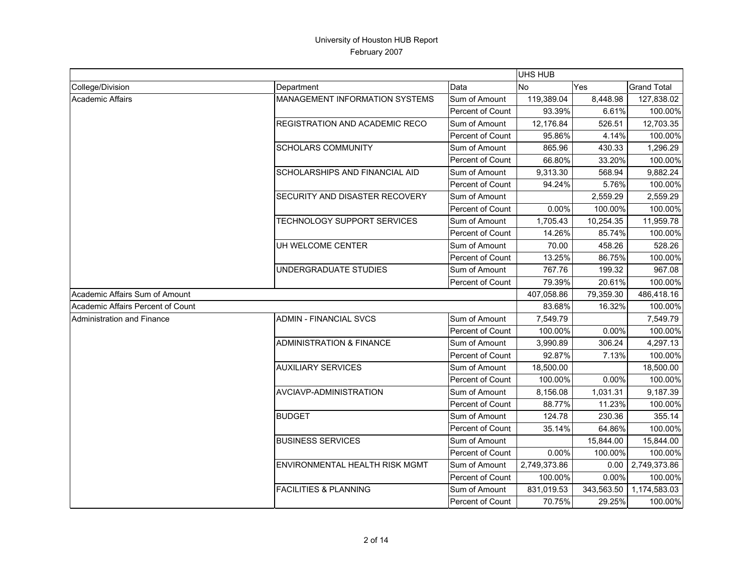University of Houston HUB Report
February 2007

| | | | UHS HUB | | |
|---|---|---|---|---|---|
| College/Division | Department | Data | No | Yes | Grand Total |
| Academic Affairs | MANAGEMENT INFORMATION SYSTEMS | Sum of Amount | 119,389.04 | 8,448.98 | 127,838.02 |
| | | Percent of Count | 93.39% | 6.61% | 100.00% |
| | REGISTRATION AND ACADEMIC RECO | Sum of Amount | 12,176.84 | 526.51 | 12,703.35 |
| | | Percent of Count | 95.86% | 4.14% | 100.00% |
| | SCHOLARS COMMUNITY | Sum of Amount | 865.96 | 430.33 | 1,296.29 |
| | | Percent of Count | 66.80% | 33.20% | 100.00% |
| | SCHOLARSHIPS AND FINANCIAL AID | Sum of Amount | 9,313.30 | 568.94 | 9,882.24 |
| | | Percent of Count | 94.24% | 5.76% | 100.00% |
| | SECURITY AND DISASTER RECOVERY | Sum of Amount | | 2,559.29 | 2,559.29 |
| | | Percent of Count | 0.00% | 100.00% | 100.00% |
| | TECHNOLOGY SUPPORT SERVICES | Sum of Amount | 1,705.43 | 10,254.35 | 11,959.78 |
| | | Percent of Count | 14.26% | 85.74% | 100.00% |
| | UH WELCOME CENTER | Sum of Amount | 70.00 | 458.26 | 528.26 |
| | | Percent of Count | 13.25% | 86.75% | 100.00% |
| | UNDERGRADUATE STUDIES | Sum of Amount | 767.76 | 199.32 | 967.08 |
| | | Percent of Count | 79.39% | 20.61% | 100.00% |
| Academic Affairs Sum of Amount | | | 407,058.86 | 79,359.30 | 486,418.16 |
| Academic Affairs Percent of Count | | | 83.68% | 16.32% | 100.00% |
| Administration and Finance | ADMIN - FINANCIAL SVCS | Sum of Amount | 7,549.79 | | 7,549.79 |
| | | Percent of Count | 100.00% | 0.00% | 100.00% |
| | ADMINISTRATION & FINANCE | Sum of Amount | 3,990.89 | 306.24 | 4,297.13 |
| | | Percent of Count | 92.87% | 7.13% | 100.00% |
| | AUXILIARY SERVICES | Sum of Amount | 18,500.00 | | 18,500.00 |
| | | Percent of Count | 100.00% | 0.00% | 100.00% |
| | AVCIAVP-ADMINISTRATION | Sum of Amount | 8,156.08 | 1,031.31 | 9,187.39 |
| | | Percent of Count | 88.77% | 11.23% | 100.00% |
| | BUDGET | Sum of Amount | 124.78 | 230.36 | 355.14 |
| | | Percent of Count | 35.14% | 64.86% | 100.00% |
| | BUSINESS SERVICES | Sum of Amount | | 15,844.00 | 15,844.00 |
| | | Percent of Count | 0.00% | 100.00% | 100.00% |
| | ENVIRONMENTAL HEALTH RISK MGMT | Sum of Amount | 2,749,373.86 | 0.00 | 2,749,373.86 |
| | | Percent of Count | 100.00% | 0.00% | 100.00% |
| | FACILITIES & PLANNING | Sum of Amount | 831,019.53 | 343,563.50 | 1,174,583.03 |
| | | Percent of Count | 70.75% | 29.25% | 100.00% |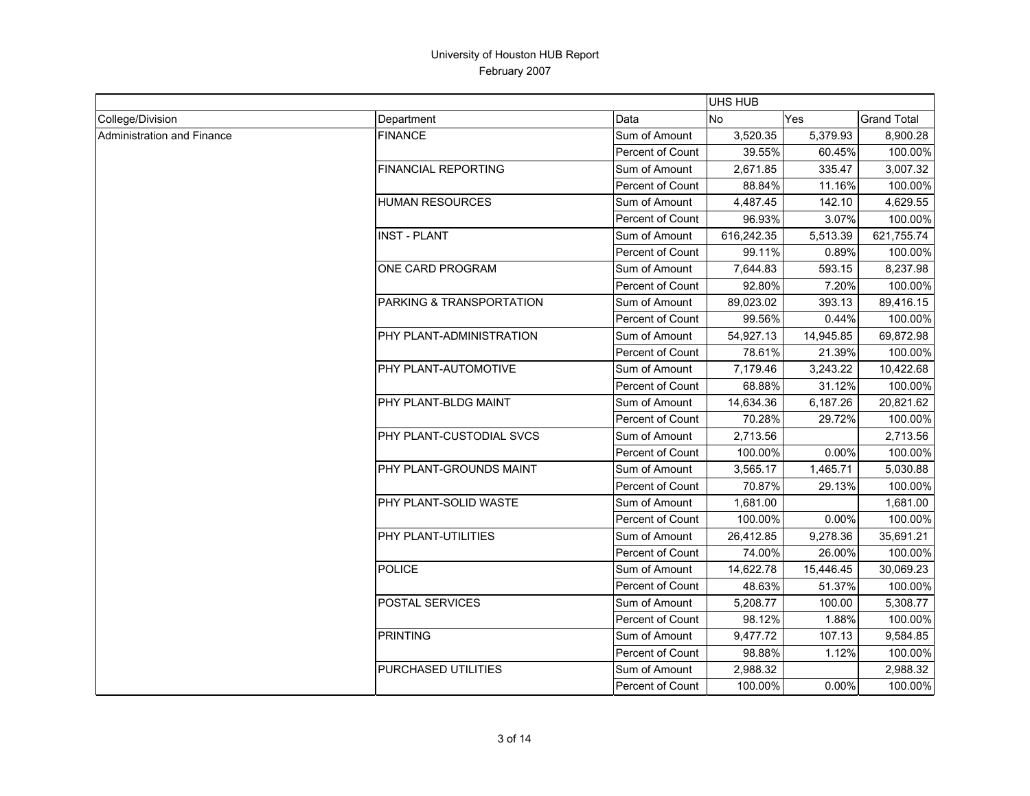University of Houston HUB Report
February 2007

| | | | UHS HUB | | |
|---|---|---|---|---|---|
| College/Division | Department | Data | No | Yes | Grand Total |
| Administration and Finance | FINANCE | Sum of Amount | 3,520.35 | 5,379.93 | 8,900.28 |
| | | Percent of Count | 39.55% | 60.45% | 100.00% |
| | FINANCIAL REPORTING | Sum of Amount | 2,671.85 | 335.47 | 3,007.32 |
| | | Percent of Count | 88.84% | 11.16% | 100.00% |
| | HUMAN RESOURCES | Sum of Amount | 4,487.45 | 142.10 | 4,629.55 |
| | | Percent of Count | 96.93% | 3.07% | 100.00% |
| | INST - PLANT | Sum of Amount | 616,242.35 | 5,513.39 | 621,755.74 |
| | | Percent of Count | 99.11% | 0.89% | 100.00% |
| | ONE CARD PROGRAM | Sum of Amount | 7,644.83 | 593.15 | 8,237.98 |
| | | Percent of Count | 92.80% | 7.20% | 100.00% |
| | PARKING & TRANSPORTATION | Sum of Amount | 89,023.02 | 393.13 | 89,416.15 |
| | | Percent of Count | 99.56% | 0.44% | 100.00% |
| | PHY PLANT-ADMINISTRATION | Sum of Amount | 54,927.13 | 14,945.85 | 69,872.98 |
| | | Percent of Count | 78.61% | 21.39% | 100.00% |
| | PHY PLANT-AUTOMOTIVE | Sum of Amount | 7,179.46 | 3,243.22 | 10,422.68 |
| | | Percent of Count | 68.88% | 31.12% | 100.00% |
| | PHY PLANT-BLDG MAINT | Sum of Amount | 14,634.36 | 6,187.26 | 20,821.62 |
| | | Percent of Count | 70.28% | 29.72% | 100.00% |
| | PHY PLANT-CUSTODIAL SVCS | Sum of Amount | 2,713.56 | | 2,713.56 |
| | | Percent of Count | 100.00% | 0.00% | 100.00% |
| | PHY PLANT-GROUNDS MAINT | Sum of Amount | 3,565.17 | 1,465.71 | 5,030.88 |
| | | Percent of Count | 70.87% | 29.13% | 100.00% |
| | PHY PLANT-SOLID WASTE | Sum of Amount | 1,681.00 | | 1,681.00 |
| | | Percent of Count | 100.00% | 0.00% | 100.00% |
| | PHY PLANT-UTILITIES | Sum of Amount | 26,412.85 | 9,278.36 | 35,691.21 |
| | | Percent of Count | 74.00% | 26.00% | 100.00% |
| | POLICE | Sum of Amount | 14,622.78 | 15,446.45 | 30,069.23 |
| | | Percent of Count | 48.63% | 51.37% | 100.00% |
| | POSTAL SERVICES | Sum of Amount | 5,208.77 | 100.00 | 5,308.77 |
| | | Percent of Count | 98.12% | 1.88% | 100.00% |
| | PRINTING | Sum of Amount | 9,477.72 | 107.13 | 9,584.85 |
| | | Percent of Count | 98.88% | 1.12% | 100.00% |
| | PURCHASED UTILITIES | Sum of Amount | 2,988.32 | | 2,988.32 |
| | | Percent of Count | 100.00% | 0.00% | 100.00% |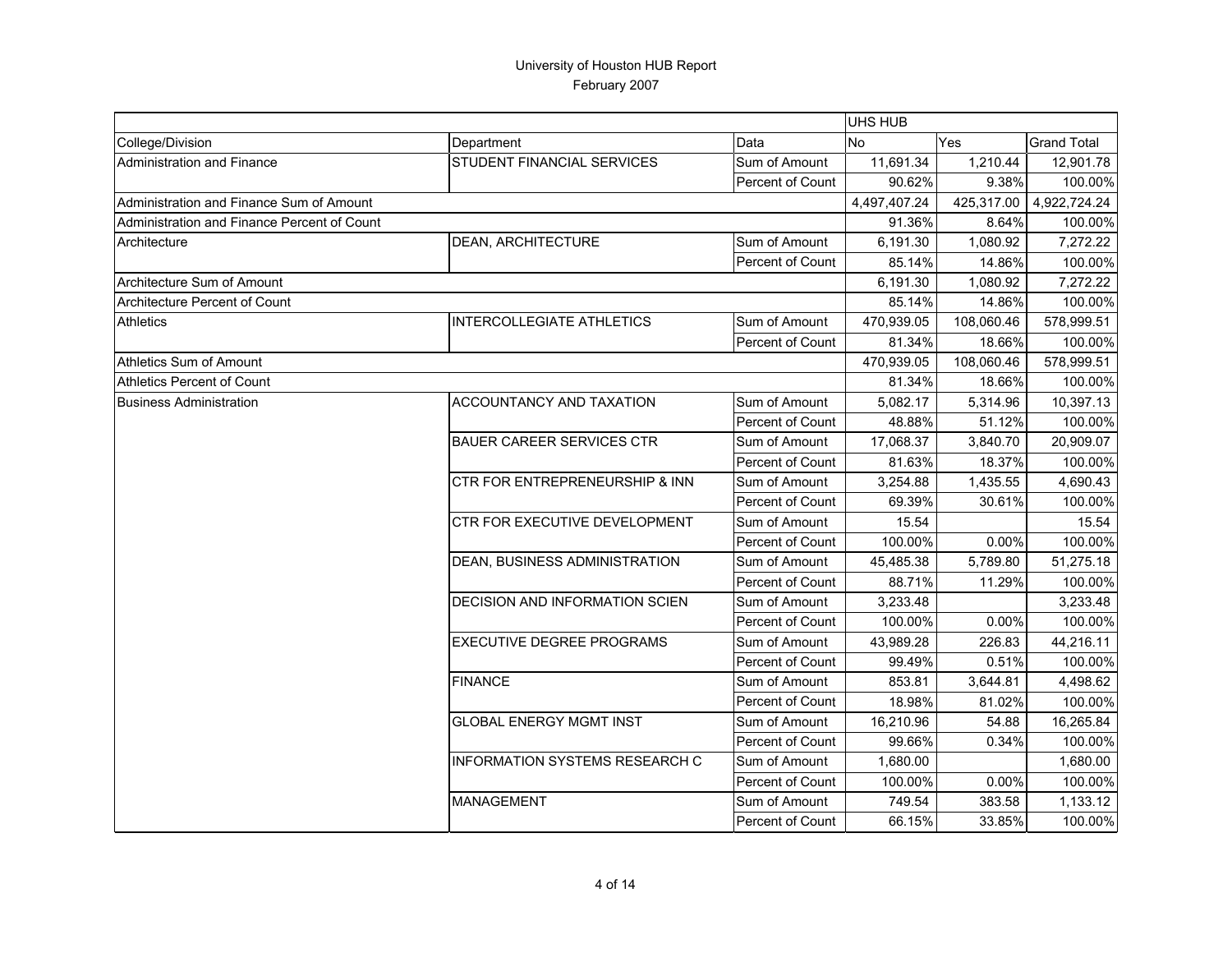# University of Houston HUB Report
February 2007

| | | | UHS HUB | | |
|---|---|---|---|---|---|
| College/Division | Department | Data | No | Yes | Grand Total |
| Administration and Finance | STUDENT FINANCIAL SERVICES | Sum of Amount | 11,691.34 | 1,210.44 | 12,901.78 |
| | | Percent of Count | 90.62% | 9.38% | 100.00% |
| Administration and Finance Sum of Amount | | | 4,497,407.24 | 425,317.00 | 4,922,724.24 |
| Administration and Finance Percent of Count | | | 91.36% | 8.64% | 100.00% |
| Architecture | DEAN, ARCHITECTURE | Sum of Amount | 6,191.30 | 1,080.92 | 7,272.22 |
| | | Percent of Count | 85.14% | 14.86% | 100.00% |
| Architecture Sum of Amount | | | 6,191.30 | 1,080.92 | 7,272.22 |
| Architecture Percent of Count | | | 85.14% | 14.86% | 100.00% |
| Athletics | INTERCOLLEGIATE ATHLETICS | Sum of Amount | 470,939.05 | 108,060.46 | 578,999.51 |
| | | Percent of Count | 81.34% | 18.66% | 100.00% |
| Athletics Sum of Amount | | | 470,939.05 | 108,060.46 | 578,999.51 |
| Athletics Percent of Count | | | 81.34% | 18.66% | 100.00% |
| Business Administration | ACCOUNTANCY AND TAXATION | Sum of Amount | 5,082.17 | 5,314.96 | 10,397.13 |
| | | Percent of Count | 48.88% | 51.12% | 100.00% |
| | BAUER CAREER SERVICES CTR | Sum of Amount | 17,068.37 | 3,840.70 | 20,909.07 |
| | | Percent of Count | 81.63% | 18.37% | 100.00% |
| | CTR FOR ENTREPRENEURSHIP & INN | Sum of Amount | 3,254.88 | 1,435.55 | 4,690.43 |
| | | Percent of Count | 69.39% | 30.61% | 100.00% |
| | CTR FOR EXECUTIVE DEVELOPMENT | Sum of Amount | 15.54 | | 15.54 |
| | | Percent of Count | 100.00% | 0.00% | 100.00% |
| | DEAN, BUSINESS ADMINISTRATION | Sum of Amount | 45,485.38 | 5,789.80 | 51,275.18 |
| | | Percent of Count | 88.71% | 11.29% | 100.00% |
| | DECISION AND INFORMATION SCIEN | Sum of Amount | 3,233.48 | | 3,233.48 |
| | | Percent of Count | 100.00% | 0.00% | 100.00% |
| | EXECUTIVE DEGREE PROGRAMS | Sum of Amount | 43,989.28 | 226.83 | 44,216.11 |
| | | Percent of Count | 99.49% | 0.51% | 100.00% |
| | FINANCE | Sum of Amount | 853.81 | 3,644.81 | 4,498.62 |
| | | Percent of Count | 18.98% | 81.02% | 100.00% |
| | GLOBAL ENERGY MGMT INST | Sum of Amount | 16,210.96 | 54.88 | 16,265.84 |
| | | Percent of Count | 99.66% | 0.34% | 100.00% |
| | INFORMATION SYSTEMS RESEARCH C | Sum of Amount | 1,680.00 | | 1,680.00 |
| | | Percent of Count | 100.00% | 0.00% | 100.00% |
| | MANAGEMENT | Sum of Amount | 749.54 | 383.58 | 1,133.12 |
| | | Percent of Count | 66.15% | 33.85% | 100.00% |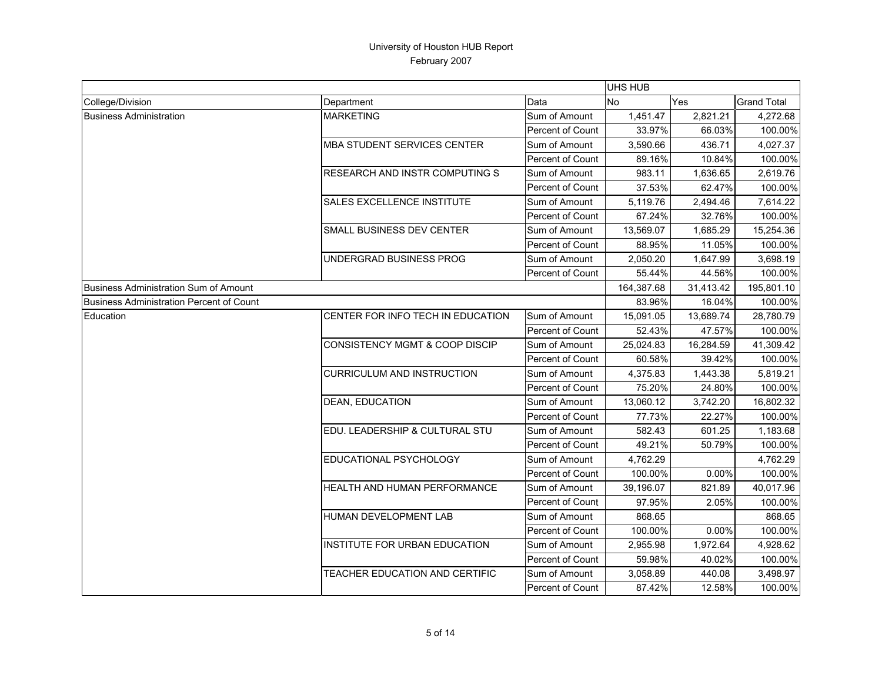# University of Houston HUB Report

February 2007

| | | | UHS HUB | | |
|---|---|---|---|---|---|
| College/Division | Department | Data | No | Yes | Grand Total |
| Business Administration | MARKETING | Sum of Amount | 1,451.47 | 2,821.21 | 4,272.68 |
| | | Percent of Count | 33.97% | 66.03% | 100.00% |
| | MBA STUDENT SERVICES CENTER | Sum of Amount | 3,590.66 | 436.71 | 4,027.37 |
| | | Percent of Count | 89.16% | 10.84% | 100.00% |
| | RESEARCH AND INSTR COMPUTING S | Sum of Amount | 983.11 | 1,636.65 | 2,619.76 |
| | | Percent of Count | 37.53% | 62.47% | 100.00% |
| | SALES EXCELLENCE INSTITUTE | Sum of Amount | 5,119.76 | 2,494.46 | 7,614.22 |
| | | Percent of Count | 67.24% | 32.76% | 100.00% |
| | SMALL BUSINESS DEV CENTER | Sum of Amount | 13,569.07 | 1,685.29 | 15,254.36 |
| | | Percent of Count | 88.95% | 11.05% | 100.00% |
| | UNDERGRAD BUSINESS PROG | Sum of Amount | 2,050.20 | 1,647.99 | 3,698.19 |
| | | Percent of Count | 55.44% | 44.56% | 100.00% |
| Business Administration Sum of Amount | | | 164,387.68 | 31,413.42 | 195,801.10 |
| Business Administration Percent of Count | | | 83.96% | 16.04% | 100.00% |
| Education | CENTER FOR INFO TECH IN EDUCATION | Sum of Amount | 15,091.05 | 13,689.74 | 28,780.79 |
| | | Percent of Count | 52.43% | 47.57% | 100.00% |
| | CONSISTENCY MGMT & COOP DISCIP | Sum of Amount | 25,024.83 | 16,284.59 | 41,309.42 |
| | | Percent of Count | 60.58% | 39.42% | 100.00% |
| | CURRICULUM AND INSTRUCTION | Sum of Amount | 4,375.83 | 1,443.38 | 5,819.21 |
| | | Percent of Count | 75.20% | 24.80% | 100.00% |
| | DEAN, EDUCATION | Sum of Amount | 13,060.12 | 3,742.20 | 16,802.32 |
| | | Percent of Count | 77.73% | 22.27% | 100.00% |
| | EDU. LEADERSHIP & CULTURAL STU | Sum of Amount | 582.43 | 601.25 | 1,183.68 |
| | | Percent of Count | 49.21% | 50.79% | 100.00% |
| | EDUCATIONAL PSYCHOLOGY | Sum of Amount | 4,762.29 | | 4,762.29 |
| | | Percent of Count | 100.00% | 0.00% | 100.00% |
| | HEALTH AND HUMAN PERFORMANCE | Sum of Amount | 39,196.07 | 821.89 | 40,017.96 |
| | | Percent of Count | 97.95% | 2.05% | 100.00% |
| | HUMAN DEVELOPMENT LAB | Sum of Amount | 868.65 | | 868.65 |
| | | Percent of Count | 100.00% | 0.00% | 100.00% |
| | INSTITUTE FOR URBAN EDUCATION | Sum of Amount | 2,955.98 | 1,972.64 | 4,928.62 |
| | | Percent of Count | 59.98% | 40.02% | 100.00% |
| | TEACHER EDUCATION AND CERTIFIC | Sum of Amount | 3,058.89 | 440.08 | 3,498.97 |
| | | Percent of Count | 87.42% | 12.58% | 100.00% |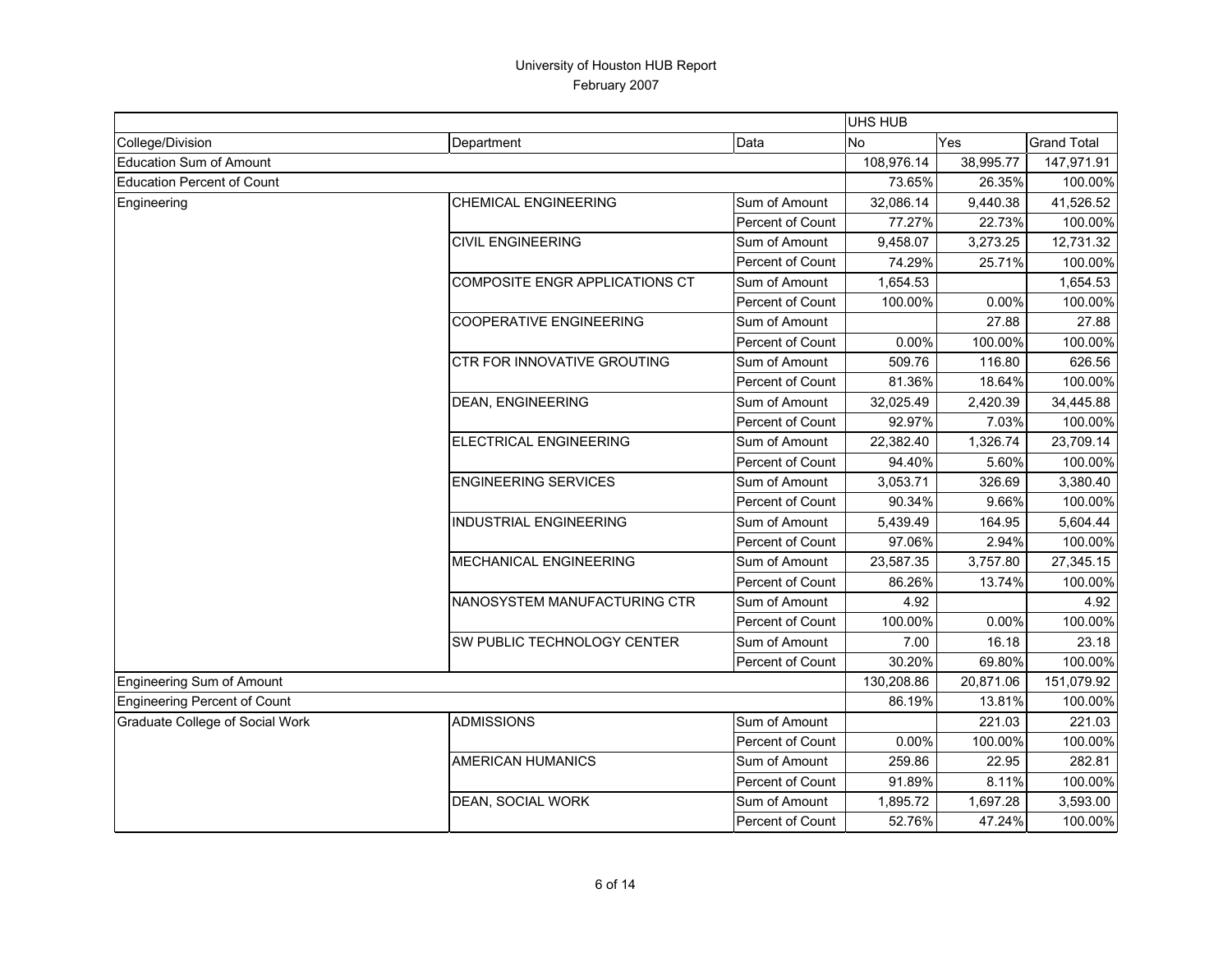# University of Houston HUB Report
February 2007

| | | | UHS HUB | | |
|---|---|---|---|---|---|
| College/Division | Department | Data | No | Yes | Grand Total |
| Education Sum of Amount | | | 108,976.14 | 38,995.77 | 147,971.91 |
| Education Percent of Count | | | 73.65% | 26.35% | 100.00% |
| Engineering | CHEMICAL ENGINEERING | Sum of Amount | 32,086.14 | 9,440.38 | 41,526.52 |
| | | Percent of Count | 77.27% | 22.73% | 100.00% |
| | CIVIL ENGINEERING | Sum of Amount | 9,458.07 | 3,273.25 | 12,731.32 |
| | | Percent of Count | 74.29% | 25.71% | 100.00% |
| | COMPOSITE ENGR APPLICATIONS CT | Sum of Amount | 1,654.53 | | 1,654.53 |
| | | Percent of Count | 100.00% | 0.00% | 100.00% |
| | COOPERATIVE ENGINEERING | Sum of Amount | | 27.88 | 27.88 |
| | | Percent of Count | 0.00% | 100.00% | 100.00% |
| | CTR FOR INNOVATIVE GROUTING | Sum of Amount | 509.76 | 116.80 | 626.56 |
| | | Percent of Count | 81.36% | 18.64% | 100.00% |
| | DEAN, ENGINEERING | Sum of Amount | 32,025.49 | 2,420.39 | 34,445.88 |
| | | Percent of Count | 92.97% | 7.03% | 100.00% |
| | ELECTRICAL ENGINEERING | Sum of Amount | 22,382.40 | 1,326.74 | 23,709.14 |
| | | Percent of Count | 94.40% | 5.60% | 100.00% |
| | ENGINEERING SERVICES | Sum of Amount | 3,053.71 | 326.69 | 3,380.40 |
| | | Percent of Count | 90.34% | 9.66% | 100.00% |
| | INDUSTRIAL ENGINEERING | Sum of Amount | 5,439.49 | 164.95 | 5,604.44 |
| | | Percent of Count | 97.06% | 2.94% | 100.00% |
| | MECHANICAL ENGINEERING | Sum of Amount | 23,587.35 | 3,757.80 | 27,345.15 |
| | | Percent of Count | 86.26% | 13.74% | 100.00% |
| | NANOSYSTEM MANUFACTURING CTR | Sum of Amount | 4.92 | | 4.92 |
| | | Percent of Count | 100.00% | 0.00% | 100.00% |
| | SW PUBLIC TECHNOLOGY CENTER | Sum of Amount | 7.00 | 16.18 | 23.18 |
| | | Percent of Count | 30.20% | 69.80% | 100.00% |
| Engineering Sum of Amount | | | 130,208.86 | 20,871.06 | 151,079.92 |
| Engineering Percent of Count | | | 86.19% | 13.81% | 100.00% |
| Graduate College of Social Work | ADMISSIONS | Sum of Amount | | 221.03 | 221.03 |
| | | Percent of Count | 0.00% | 100.00% | 100.00% |
| | AMERICAN HUMANICS | Sum of Amount | 259.86 | 22.95 | 282.81 |
| | | Percent of Count | 91.89% | 8.11% | 100.00% |
| | DEAN, SOCIAL WORK | Sum of Amount | 1,895.72 | 1,697.28 | 3,593.00 |
| | | Percent of Count | 52.76% | 47.24% | 100.00% |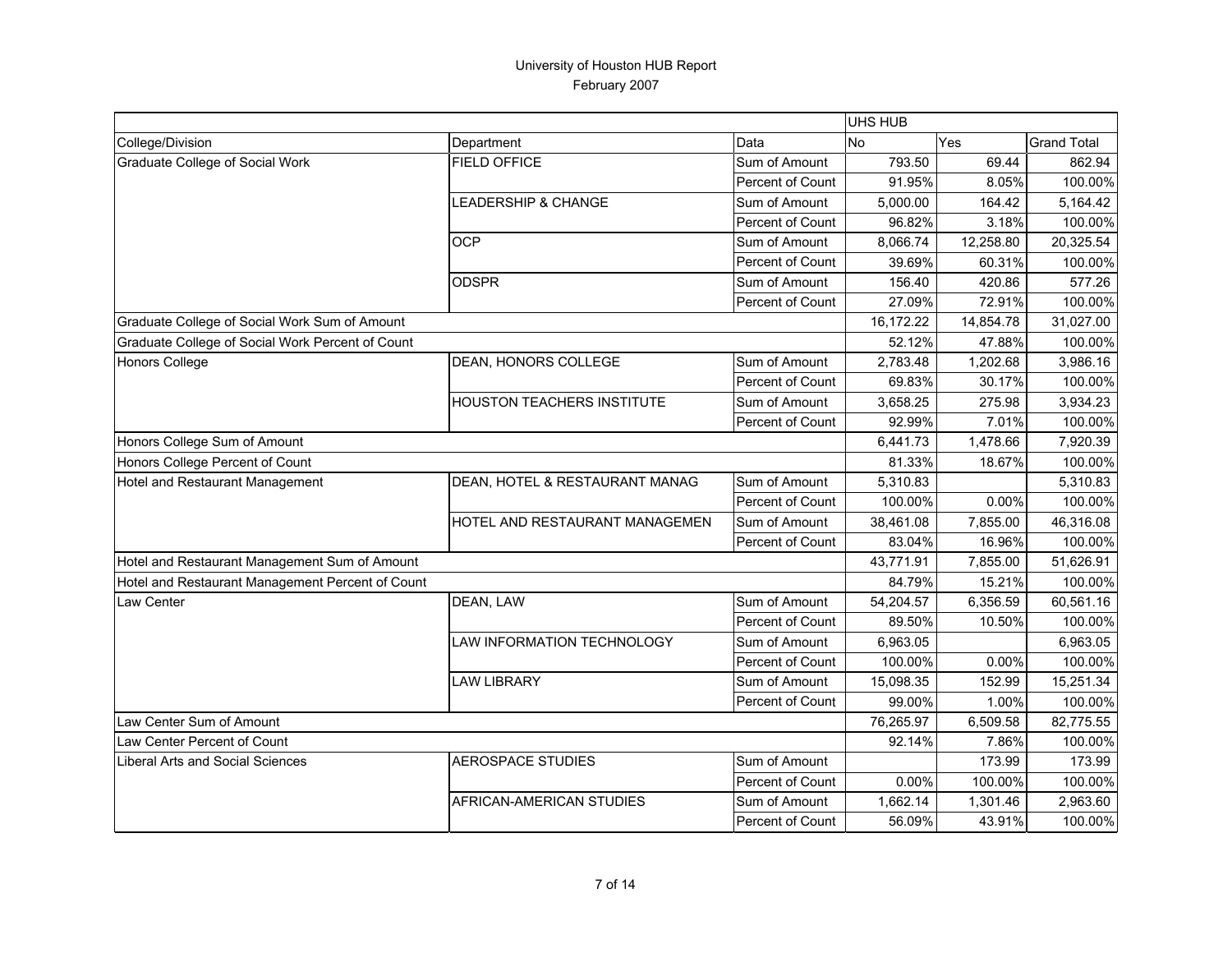# University of Houston HUB Report

February 2007

| | | | UHS HUB | | |
|---|---|---|---|---|---|
| College/Division | Department | Data | No | Yes | Grand Total |
| Graduate College of Social Work | FIELD OFFICE | Sum of Amount | 793.50 | 69.44 | 862.94 |
| | | Percent of Count | 91.95% | 8.05% | 100.00% |
| | LEADERSHIP & CHANGE | Sum of Amount | 5,000.00 | 164.42 | 5,164.42 |
| | | Percent of Count | 96.82% | 3.18% | 100.00% |
| | OCP | Sum of Amount | 8,066.74 | 12,258.80 | 20,325.54 |
| | | Percent of Count | 39.69% | 60.31% | 100.00% |
| | ODSPR | Sum of Amount | 156.40 | 420.86 | 577.26 |
| | | Percent of Count | 27.09% | 72.91% | 100.00% |
| Graduate College of Social Work Sum of Amount | | | 16,172.22 | 14,854.78 | 31,027.00 |
| Graduate College of Social Work Percent of Count | | | 52.12% | 47.88% | 100.00% |
| Honors College | DEAN, HONORS COLLEGE | Sum of Amount | 2,783.48 | 1,202.68 | 3,986.16 |
| | | Percent of Count | 69.83% | 30.17% | 100.00% |
| | HOUSTON TEACHERS INSTITUTE | Sum of Amount | 3,658.25 | 275.98 | 3,934.23 |
| | | Percent of Count | 92.99% | 7.01% | 100.00% |
| Honors College Sum of Amount | | | 6,441.73 | 1,478.66 | 7,920.39 |
| Honors College Percent of Count | | | 81.33% | 18.67% | 100.00% |
| Hotel and Restaurant Management | DEAN, HOTEL & RESTAURANT MANAG | Sum of Amount | 5,310.83 | | 5,310.83 |
| | | Percent of Count | 100.00% | 0.00% | 100.00% |
| | HOTEL AND RESTAURANT MANAGEMEN | Sum of Amount | 38,461.08 | 7,855.00 | 46,316.08 |
| | | Percent of Count | 83.04% | 16.96% | 100.00% |
| Hotel and Restaurant Management Sum of Amount | | | 43,771.91 | 7,855.00 | 51,626.91 |
| Hotel and Restaurant Management Percent of Count | | | 84.79% | 15.21% | 100.00% |
| Law Center | DEAN, LAW | Sum of Amount | 54,204.57 | 6,356.59 | 60,561.16 |
| | | Percent of Count | 89.50% | 10.50% | 100.00% |
| | LAW INFORMATION TECHNOLOGY | Sum of Amount | 6,963.05 | | 6,963.05 |
| | | Percent of Count | 100.00% | 0.00% | 100.00% |
| | LAW LIBRARY | Sum of Amount | 15,098.35 | 152.99 | 15,251.34 |
| | | Percent of Count | 99.00% | 1.00% | 100.00% |
| Law Center Sum of Amount | | | 76,265.97 | 6,509.58 | 82,775.55 |
| Law Center Percent of Count | | | 92.14% | 7.86% | 100.00% |
| Liberal Arts and Social Sciences | AEROSPACE STUDIES | Sum of Amount | | 173.99 | 173.99 |
| | | Percent of Count | 0.00% | 100.00% | 100.00% |
| | AFRICAN-AMERICAN STUDIES | Sum of Amount | 1,662.14 | 1,301.46 | 2,963.60 |
| | | Percent of Count | 56.09% | 43.91% | 100.00% |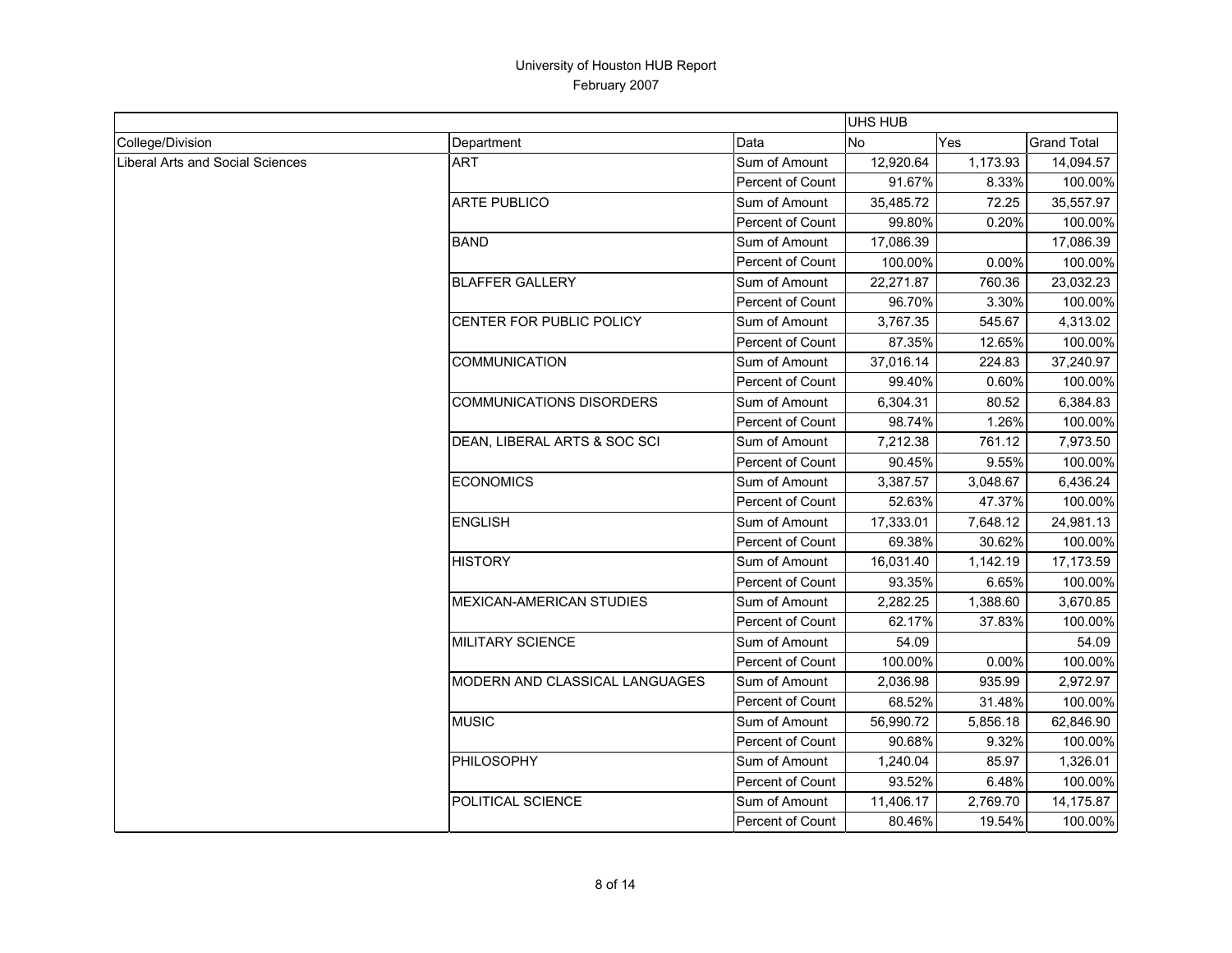# University of Houston HUB Report

February 2007

| | | | UHS HUB | | |
|---|---|---|---|---|---|
| College/Division | Department | Data | No | Yes | Grand Total |
| Liberal Arts and Social Sciences | ART | Sum of Amount | 12,920.64 | 1,173.93 | 14,094.57 |
| | | Percent of Count | 91.67% | 8.33% | 100.00% |
| | ARTE PUBLICO | Sum of Amount | 35,485.72 | 72.25 | 35,557.97 |
| | | Percent of Count | 99.80% | 0.20% | 100.00% |
| | BAND | Sum of Amount | 17,086.39 | | 17,086.39 |
| | | Percent of Count | 100.00% | 0.00% | 100.00% |
| | BLAFFER GALLERY | Sum of Amount | 22,271.87 | 760.36 | 23,032.23 |
| | | Percent of Count | 96.70% | 3.30% | 100.00% |
| | CENTER FOR PUBLIC POLICY | Sum of Amount | 3,767.35 | 545.67 | 4,313.02 |
| | | Percent of Count | 87.35% | 12.65% | 100.00% |
| | COMMUNICATION | Sum of Amount | 37,016.14 | 224.83 | 37,240.97 |
| | | Percent of Count | 99.40% | 0.60% | 100.00% |
| | COMMUNICATIONS DISORDERS | Sum of Amount | 6,304.31 | 80.52 | 6,384.83 |
| | | Percent of Count | 98.74% | 1.26% | 100.00% |
| | DEAN, LIBERAL ARTS & SOC SCI | Sum of Amount | 7,212.38 | 761.12 | 7,973.50 |
| | | Percent of Count | 90.45% | 9.55% | 100.00% |
| | ECONOMICS | Sum of Amount | 3,387.57 | 3,048.67 | 6,436.24 |
| | | Percent of Count | 52.63% | 47.37% | 100.00% |
| | ENGLISH | Sum of Amount | 17,333.01 | 7,648.12 | 24,981.13 |
| | | Percent of Count | 69.38% | 30.62% | 100.00% |
| | HISTORY | Sum of Amount | 16,031.40 | 1,142.19 | 17,173.59 |
| | | Percent of Count | 93.35% | 6.65% | 100.00% |
| | MEXICAN-AMERICAN STUDIES | Sum of Amount | 2,282.25 | 1,388.60 | 3,670.85 |
| | | Percent of Count | 62.17% | 37.83% | 100.00% |
| | MILITARY SCIENCE | Sum of Amount | 54.09 | | 54.09 |
| | | Percent of Count | 100.00% | 0.00% | 100.00% |
| | MODERN AND CLASSICAL LANGUAGES | Sum of Amount | 2,036.98 | 935.99 | 2,972.97 |
| | | Percent of Count | 68.52% | 31.48% | 100.00% |
| | MUSIC | Sum of Amount | 56,990.72 | 5,856.18 | 62,846.90 |
| | | Percent of Count | 90.68% | 9.32% | 100.00% |
| | PHILOSOPHY | Sum of Amount | 1,240.04 | 85.97 | 1,326.01 |
| | | Percent of Count | 93.52% | 6.48% | 100.00% |
| | POLITICAL SCIENCE | Sum of Amount | 11,406.17 | 2,769.70 | 14,175.87 |
| | | Percent of Count | 80.46% | 19.54% | 100.00% |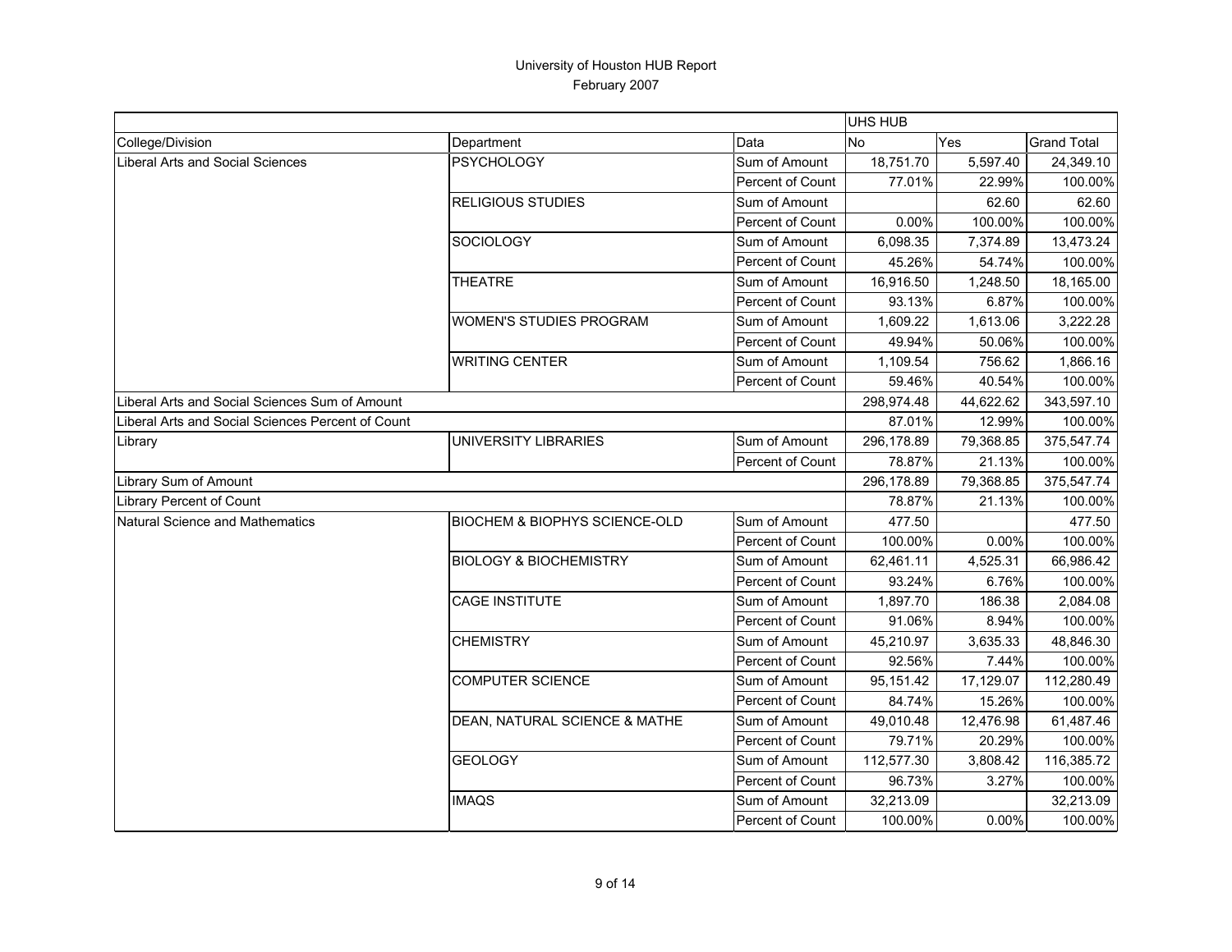University of Houston HUB Report
February 2007

| | | | UHS HUB | | |
|---|---|---|---|---|---|
| College/Division | Department | Data | No | Yes | Grand Total |
| Liberal Arts and Social Sciences | PSYCHOLOGY | Sum of Amount | 18,751.70 | 5,597.40 | 24,349.10 |
| | | Percent of Count | 77.01% | 22.99% | 100.00% |
| | RELIGIOUS STUDIES | Sum of Amount | | 62.60 | 62.60 |
| | | Percent of Count | 0.00% | 100.00% | 100.00% |
| | SOCIOLOGY | Sum of Amount | 6,098.35 | 7,374.89 | 13,473.24 |
| | | Percent of Count | 45.26% | 54.74% | 100.00% |
| | THEATRE | Sum of Amount | 16,916.50 | 1,248.50 | 18,165.00 |
| | | Percent of Count | 93.13% | 6.87% | 100.00% |
| | WOMEN'S STUDIES PROGRAM | Sum of Amount | 1,609.22 | 1,613.06 | 3,222.28 |
| | | Percent of Count | 49.94% | 50.06% | 100.00% |
| | WRITING CENTER | Sum of Amount | 1,109.54 | 756.62 | 1,866.16 |
| | | Percent of Count | 59.46% | 40.54% | 100.00% |
| Liberal Arts and Social Sciences Sum of Amount | | | 298,974.48 | 44,622.62 | 343,597.10 |
| Liberal Arts and Social Sciences Percent of Count | | | 87.01% | 12.99% | 100.00% |
| Library | UNIVERSITY LIBRARIES | Sum of Amount | 296,178.89 | 79,368.85 | 375,547.74 |
| | | Percent of Count | 78.87% | 21.13% | 100.00% |
| Library Sum of Amount | | | 296,178.89 | 79,368.85 | 375,547.74 |
| Library Percent of Count | | | 78.87% | 21.13% | 100.00% |
| Natural Science and Mathematics | BIOCHEM & BIOPHYS SCIENCE-OLD | Sum of Amount | 477.50 | | 477.50 |
| | | Percent of Count | 100.00% | 0.00% | 100.00% |
| | BIOLOGY & BIOCHEMISTRY | Sum of Amount | 62,461.11 | 4,525.31 | 66,986.42 |
| | | Percent of Count | 93.24% | 6.76% | 100.00% |
| | CAGE INSTITUTE | Sum of Amount | 1,897.70 | 186.38 | 2,084.08 |
| | | Percent of Count | 91.06% | 8.94% | 100.00% |
| | CHEMISTRY | Sum of Amount | 45,210.97 | 3,635.33 | 48,846.30 |
| | | Percent of Count | 92.56% | 7.44% | 100.00% |
| | COMPUTER SCIENCE | Sum of Amount | 95,151.42 | 17,129.07 | 112,280.49 |
| | | Percent of Count | 84.74% | 15.26% | 100.00% |
| | DEAN, NATURAL SCIENCE & MATHE | Sum of Amount | 49,010.48 | 12,476.98 | 61,487.46 |
| | | Percent of Count | 79.71% | 20.29% | 100.00% |
| | GEOLOGY | Sum of Amount | 112,577.30 | 3,808.42 | 116,385.72 |
| | | Percent of Count | 96.73% | 3.27% | 100.00% |
| | IMAQS | Sum of Amount | 32,213.09 | | 32,213.09 |
| | | Percent of Count | 100.00% | 0.00% | 100.00% |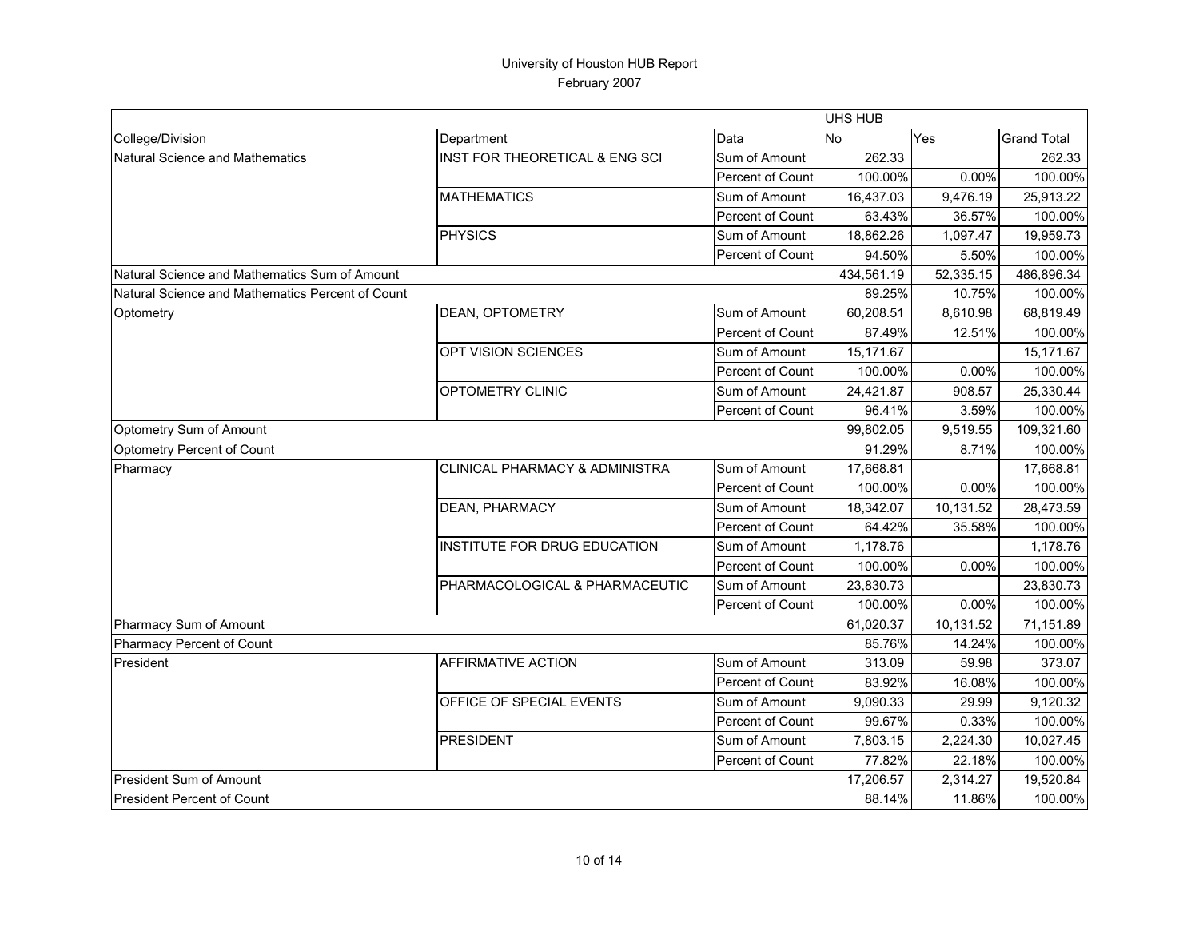# University of Houston HUB Report

February 2007

| | | | UHS HUB | | |
|---|---|---|---|---|---|
| College/Division | Department | Data | No | Yes | Grand Total |
| Natural Science and Mathematics | INST FOR THEORETICAL & ENG SCI | Sum of Amount | 262.33 | | 262.33 |
| | | Percent of Count | 100.00% | 0.00% | 100.00% |
| | MATHEMATICS | Sum of Amount | 16,437.03 | 9,476.19 | 25,913.22 |
| | | Percent of Count | 63.43% | 36.57% | 100.00% |
| | PHYSICS | Sum of Amount | 18,862.26 | 1,097.47 | 19,959.73 |
| | | Percent of Count | 94.50% | 5.50% | 100.00% |
| Natural Science and Mathematics Sum of Amount | | | 434,561.19 | 52,335.15 | 486,896.34 |
| Natural Science and Mathematics Percent of Count | | | 89.25% | 10.75% | 100.00% |
| Optometry | DEAN, OPTOMETRY | Sum of Amount | 60,208.51 | 8,610.98 | 68,819.49 |
| | | Percent of Count | 87.49% | 12.51% | 100.00% |
| | OPT VISION SCIENCES | Sum of Amount | 15,171.67 | | 15,171.67 |
| | | Percent of Count | 100.00% | 0.00% | 100.00% |
| | OPTOMETRY CLINIC | Sum of Amount | 24,421.87 | 908.57 | 25,330.44 |
| | | Percent of Count | 96.41% | 3.59% | 100.00% |
| Optometry Sum of Amount | | | 99,802.05 | 9,519.55 | 109,321.60 |
| Optometry Percent of Count | | | 91.29% | 8.71% | 100.00% |
| Pharmacy | CLINICAL PHARMACY & ADMINISTRA | Sum of Amount | 17,668.81 | | 17,668.81 |
| | | Percent of Count | 100.00% | 0.00% | 100.00% |
| | DEAN, PHARMACY | Sum of Amount | 18,342.07 | 10,131.52 | 28,473.59 |
| | | Percent of Count | 64.42% | 35.58% | 100.00% |
| | INSTITUTE FOR DRUG EDUCATION | Sum of Amount | 1,178.76 | | 1,178.76 |
| | | Percent of Count | 100.00% | 0.00% | 100.00% |
| | PHARMACOLOGICAL & PHARMACEUTIC | Sum of Amount | 23,830.73 | | 23,830.73 |
| | | Percent of Count | 100.00% | 0.00% | 100.00% |
| Pharmacy Sum of Amount | | | 61,020.37 | 10,131.52 | 71,151.89 |
| Pharmacy Percent of Count | | | 85.76% | 14.24% | 100.00% |
| President | AFFIRMATIVE ACTION | Sum of Amount | 313.09 | 59.98 | 373.07 |
| | | Percent of Count | 83.92% | 16.08% | 100.00% |
| | OFFICE OF SPECIAL EVENTS | Sum of Amount | 9,090.33 | 29.99 | 9,120.32 |
| | | Percent of Count | 99.67% | 0.33% | 100.00% |
| | PRESIDENT | Sum of Amount | 7,803.15 | 2,224.30 | 10,027.45 |
| | | Percent of Count | 77.82% | 22.18% | 100.00% |
| President Sum of Amount | | | 17,206.57 | 2,314.27 | 19,520.84 |
| President Percent of Count | | | 88.14% | 11.86% | 100.00% |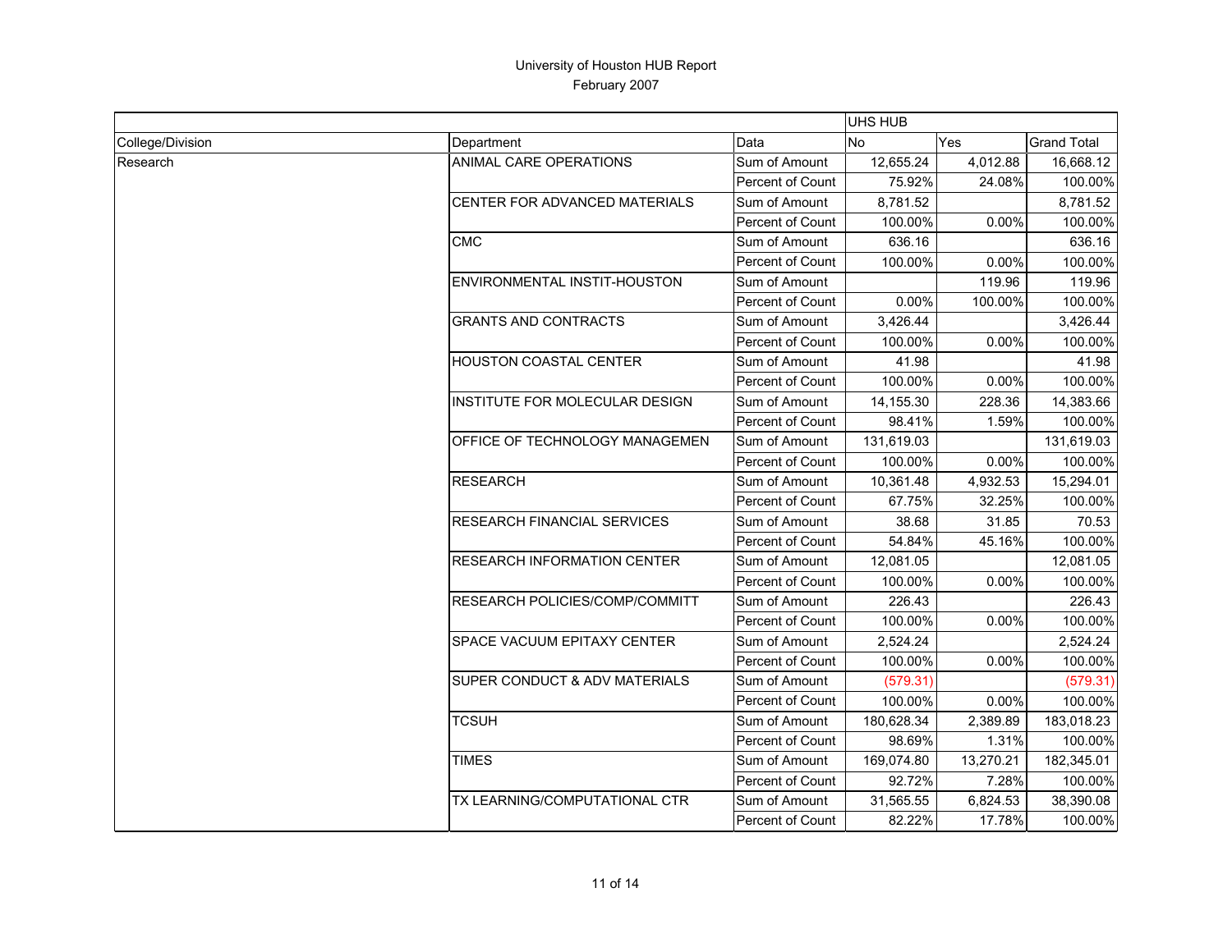# University of Houston HUB Report

February 2007

| College/Division | Department | Data | UHS HUB No | Yes | Grand Total |
|---|---|---|---|---|---|
| Research | ANIMAL CARE OPERATIONS | Sum of Amount | 12,655.24 | 4,012.88 | 16,668.12 |
| | | Percent of Count | 75.92% | 24.08% | 100.00% |
| | CENTER FOR ADVANCED MATERIALS | Sum of Amount | 8,781.52 | | 8,781.52 |
| | | Percent of Count | 100.00% | 0.00% | 100.00% |
| | CMC | Sum of Amount | 636.16 | | 636.16 |
| | | Percent of Count | 100.00% | 0.00% | 100.00% |
| | ENVIRONMENTAL INSTIT-HOUSTON | Sum of Amount | | 119.96 | 119.96 |
| | | Percent of Count | 0.00% | 100.00% | 100.00% |
| | GRANTS AND CONTRACTS | Sum of Amount | 3,426.44 | | 3,426.44 |
| | | Percent of Count | 100.00% | 0.00% | 100.00% |
| | HOUSTON COASTAL CENTER | Sum of Amount | 41.98 | | 41.98 |
| | | Percent of Count | 100.00% | 0.00% | 100.00% |
| | INSTITUTE FOR MOLECULAR DESIGN | Sum of Amount | 14,155.30 | 228.36 | 14,383.66 |
| | | Percent of Count | 98.41% | 1.59% | 100.00% |
| | OFFICE OF TECHNOLOGY MANAGEMEN | Sum of Amount | 131,619.03 | | 131,619.03 |
| | | Percent of Count | 100.00% | 0.00% | 100.00% |
| | RESEARCH | Sum of Amount | 10,361.48 | 4,932.53 | 15,294.01 |
| | | Percent of Count | 67.75% | 32.25% | 100.00% |
| | RESEARCH FINANCIAL SERVICES | Sum of Amount | 38.68 | 31.85 | 70.53 |
| | | Percent of Count | 54.84% | 45.16% | 100.00% |
| | RESEARCH INFORMATION CENTER | Sum of Amount | 12,081.05 | | 12,081.05 |
| | | Percent of Count | 100.00% | 0.00% | 100.00% |
| | RESEARCH POLICIES/COMP/COMMITT | Sum of Amount | 226.43 | | 226.43 |
| | | Percent of Count | 100.00% | 0.00% | 100.00% |
| | SPACE VACUUM EPITAXY CENTER | Sum of Amount | 2,524.24 | | 2,524.24 |
| | | Percent of Count | 100.00% | 0.00% | 100.00% |
| | SUPER CONDUCT & ADV MATERIALS | Sum of Amount | (579.31) | | (579.31) |
| | | Percent of Count | 100.00% | 0.00% | 100.00% |
| | TCSUH | Sum of Amount | 180,628.34 | 2,389.89 | 183,018.23 |
| | | Percent of Count | 98.69% | 1.31% | 100.00% |
| | TIMES | Sum of Amount | 169,074.80 | 13,270.21 | 182,345.01 |
| | | Percent of Count | 92.72% | 7.28% | 100.00% |
| | TX LEARNING/COMPUTATIONAL CTR | Sum of Amount | 31,565.55 | 6,824.53 | 38,390.08 |
| | | Percent of Count | 82.22% | 17.78% | 100.00% |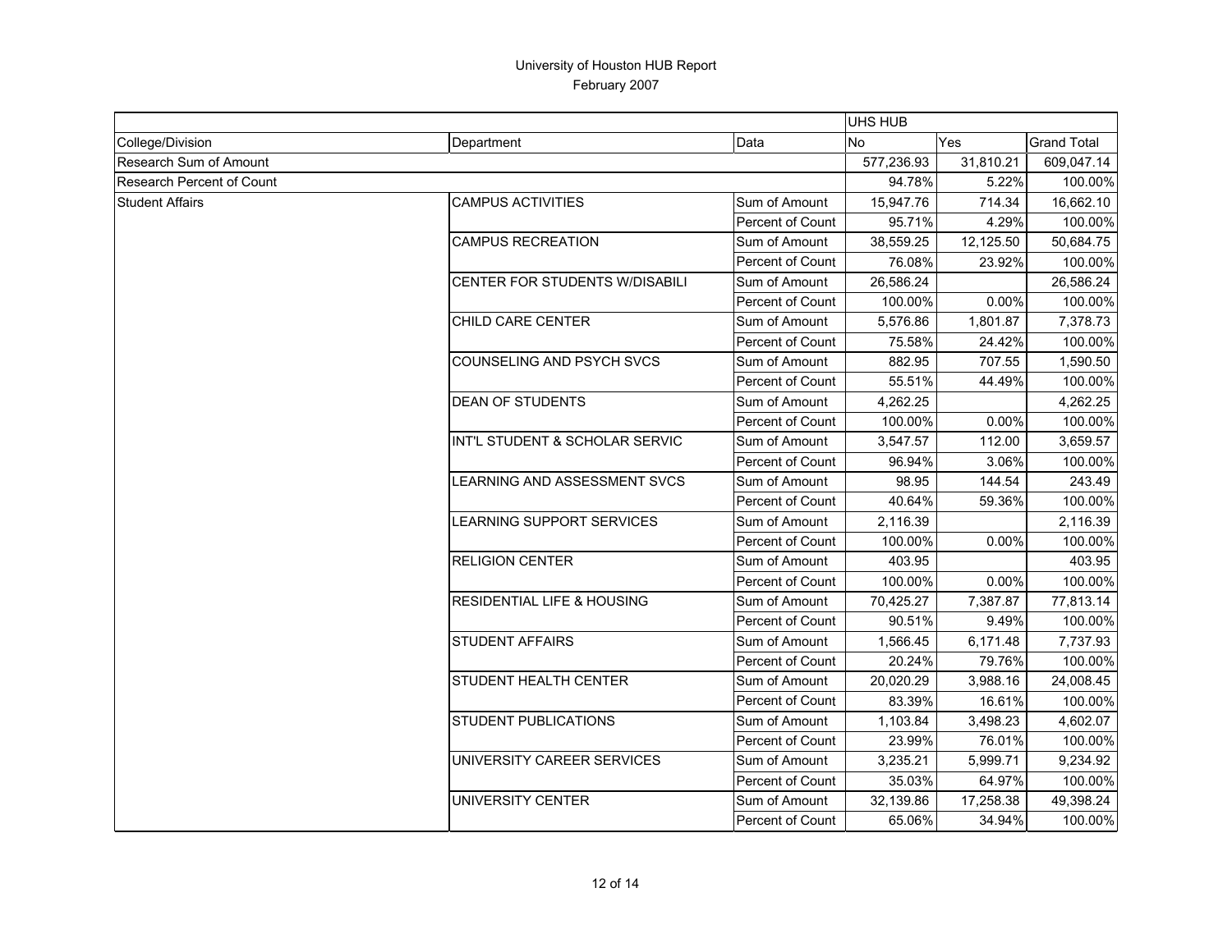University of Houston HUB Report
February 2007

| | | | UHS HUB | | |
|---|---|---|---|---|---|
| College/Division | Department | Data | No | Yes | Grand Total |
| Research Sum of Amount | | | 577,236.93 | 31,810.21 | 609,047.14 |
| Research Percent of Count | | | 94.78% | 5.22% | 100.00% |
| Student Affairs | CAMPUS ACTIVITIES | Sum of Amount | 15,947.76 | 714.34 | 16,662.10 |
| | | Percent of Count | 95.71% | 4.29% | 100.00% |
| | CAMPUS RECREATION | Sum of Amount | 38,559.25 | 12,125.50 | 50,684.75 |
| | | Percent of Count | 76.08% | 23.92% | 100.00% |
| | CENTER FOR STUDENTS W/DISABILI | Sum of Amount | 26,586.24 | | 26,586.24 |
| | | Percent of Count | 100.00% | 0.00% | 100.00% |
| | CHILD CARE CENTER | Sum of Amount | 5,576.86 | 1,801.87 | 7,378.73 |
| | | Percent of Count | 75.58% | 24.42% | 100.00% |
| | COUNSELING AND PSYCH SVCS | Sum of Amount | 882.95 | 707.55 | 1,590.50 |
| | | Percent of Count | 55.51% | 44.49% | 100.00% |
| | DEAN OF STUDENTS | Sum of Amount | 4,262.25 | | 4,262.25 |
| | | Percent of Count | 100.00% | 0.00% | 100.00% |
| | INT'L STUDENT & SCHOLAR SERVIC | Sum of Amount | 3,547.57 | 112.00 | 3,659.57 |
| | | Percent of Count | 96.94% | 3.06% | 100.00% |
| | LEARNING AND ASSESSMENT SVCS | Sum of Amount | 98.95 | 144.54 | 243.49 |
| | | Percent of Count | 40.64% | 59.36% | 100.00% |
| | LEARNING SUPPORT SERVICES | Sum of Amount | 2,116.39 | | 2,116.39 |
| | | Percent of Count | 100.00% | 0.00% | 100.00% |
| | RELIGION CENTER | Sum of Amount | 403.95 | | 403.95 |
| | | Percent of Count | 100.00% | 0.00% | 100.00% |
| | RESIDENTIAL LIFE & HOUSING | Sum of Amount | 70,425.27 | 7,387.87 | 77,813.14 |
| | | Percent of Count | 90.51% | 9.49% | 100.00% |
| | STUDENT AFFAIRS | Sum of Amount | 1,566.45 | 6,171.48 | 7,737.93 |
| | | Percent of Count | 20.24% | 79.76% | 100.00% |
| | STUDENT HEALTH CENTER | Sum of Amount | 20,020.29 | 3,988.16 | 24,008.45 |
| | | Percent of Count | 83.39% | 16.61% | 100.00% |
| | STUDENT PUBLICATIONS | Sum of Amount | 1,103.84 | 3,498.23 | 4,602.07 |
| | | Percent of Count | 23.99% | 76.01% | 100.00% |
| | UNIVERSITY CAREER SERVICES | Sum of Amount | 3,235.21 | 5,999.71 | 9,234.92 |
| | | Percent of Count | 35.03% | 64.97% | 100.00% |
| | UNIVERSITY CENTER | Sum of Amount | 32,139.86 | 17,258.38 | 49,398.24 |
| | | Percent of Count | 65.06% | 34.94% | 100.00% |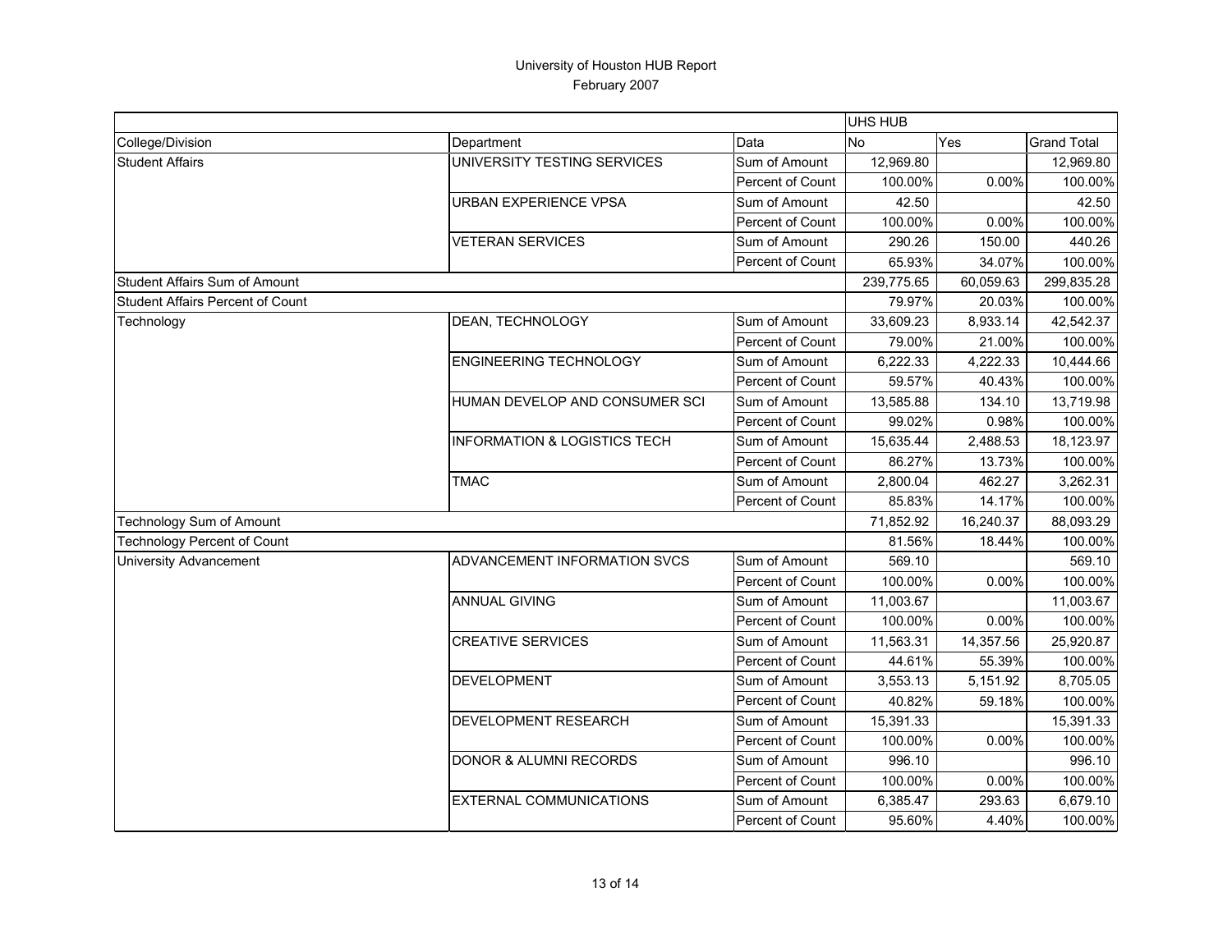# University of Houston HUB Report

February 2007

| | | | UHS HUB | | |
|---|---|---|---|---|---|
| College/Division | Department | Data | No | Yes | Grand Total |
| Student Affairs | UNIVERSITY TESTING SERVICES | Sum of Amount | 12,969.80 | | 12,969.80 |
| | | Percent of Count | 100.00% | 0.00% | 100.00% |
| | URBAN EXPERIENCE VPSA | Sum of Amount | 42.50 | | 42.50 |
| | | Percent of Count | 100.00% | 0.00% | 100.00% |
| | VETERAN SERVICES | Sum of Amount | 290.26 | 150.00 | 440.26 |
| | | Percent of Count | 65.93% | 34.07% | 100.00% |
| Student Affairs Sum of Amount | | | 239,775.65 | 60,059.63 | 299,835.28 |
| Student Affairs Percent of Count | | | 79.97% | 20.03% | 100.00% |
| Technology | DEAN, TECHNOLOGY | Sum of Amount | 33,609.23 | 8,933.14 | 42,542.37 |
| | | Percent of Count | 79.00% | 21.00% | 100.00% |
| | ENGINEERING TECHNOLOGY | Sum of Amount | 6,222.33 | 4,222.33 | 10,444.66 |
| | | Percent of Count | 59.57% | 40.43% | 100.00% |
| | HUMAN DEVELOP AND CONSUMER SCI | Sum of Amount | 13,585.88 | 134.10 | 13,719.98 |
| | | Percent of Count | 99.02% | 0.98% | 100.00% |
| | INFORMATION & LOGISTICS TECH | Sum of Amount | 15,635.44 | 2,488.53 | 18,123.97 |
| | | Percent of Count | 86.27% | 13.73% | 100.00% |
| | TMAC | Sum of Amount | 2,800.04 | 462.27 | 3,262.31 |
| | | Percent of Count | 85.83% | 14.17% | 100.00% |
| Technology Sum of Amount | | | 71,852.92 | 16,240.37 | 88,093.29 |
| Technology Percent of Count | | | 81.56% | 18.44% | 100.00% |
| University Advancement | ADVANCEMENT INFORMATION SVCS | Sum of Amount | 569.10 | | 569.10 |
| | | Percent of Count | 100.00% | 0.00% | 100.00% |
| | ANNUAL GIVING | Sum of Amount | 11,003.67 | | 11,003.67 |
| | | Percent of Count | 100.00% | 0.00% | 100.00% |
| | CREATIVE SERVICES | Sum of Amount | 11,563.31 | 14,357.56 | 25,920.87 |
| | | Percent of Count | 44.61% | 55.39% | 100.00% |
| | DEVELOPMENT | Sum of Amount | 3,553.13 | 5,151.92 | 8,705.05 |
| | | Percent of Count | 40.82% | 59.18% | 100.00% |
| | DEVELOPMENT RESEARCH | Sum of Amount | 15,391.33 | | 15,391.33 |
| | | Percent of Count | 100.00% | 0.00% | 100.00% |
| | DONOR & ALUMNI RECORDS | Sum of Amount | 996.10 | | 996.10 |
| | | Percent of Count | 100.00% | 0.00% | 100.00% |
| | EXTERNAL COMMUNICATIONS | Sum of Amount | 6,385.47 | 293.63 | 6,679.10 |
| | | Percent of Count | 95.60% | 4.40% | 100.00% |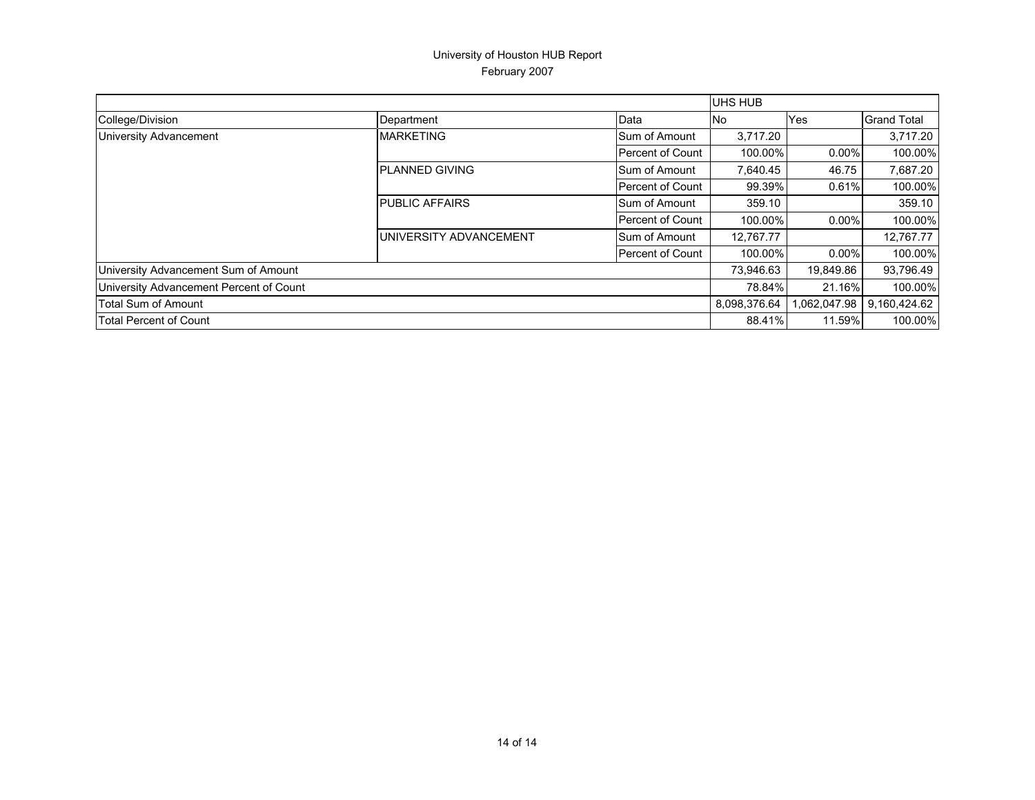University of Houston HUB Report
February 2007

| | | | UHS HUB | | |
|---|---|---|---|---|---|
| College/Division | Department | Data | No | Yes | Grand Total |
| University Advancement | MARKETING | Sum of Amount | 3,717.20 | | 3,717.20 |
| | | Percent of Count | 100.00% | 0.00% | 100.00% |
| | PLANNED GIVING | Sum of Amount | 7,640.45 | 46.75 | 7,687.20 |
| | | Percent of Count | 99.39% | 0.61% | 100.00% |
| | PUBLIC AFFAIRS | Sum of Amount | 359.10 | | 359.10 |
| | | Percent of Count | 100.00% | 0.00% | 100.00% |
| | UNIVERSITY ADVANCEMENT | Sum of Amount | 12,767.77 | | 12,767.77 |
| | | Percent of Count | 100.00% | 0.00% | 100.00% |
| University Advancement Sum of Amount | | | 73,946.63 | 19,849.86 | 93,796.49 |
| University Advancement Percent of Count | | | 78.84% | 21.16% | 100.00% |
| Total Sum of Amount | | | 8,098,376.64 | 1,062,047.98 | 9,160,424.62 |
| Total Percent of Count | | | 88.41% | 11.59% | 100.00% |